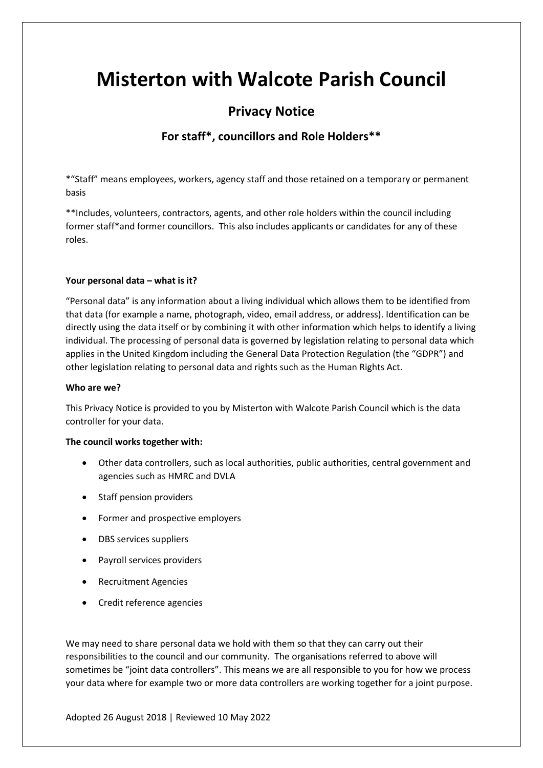# Misterton with Walcote Parish Council

## Privacy Notice

### For staff*, councillors and Role Holders**

*"Staff" means employees, workers, agency staff and those retained on a temporary or permanent basis

**Includes, volunteers, contractors, agents, and other role holders within the council including former staff*and former councillors. This also includes applicants or candidates for any of these roles.

**Your personal data – what is it?**

"Personal data" is any information about a living individual which allows them to be identified from that data (for example a name, photograph, video, email address, or address). Identification can be directly using the data itself or by combining it with other information which helps to identify a living individual. The processing of personal data is governed by legislation relating to personal data which applies in the United Kingdom including the General Data Protection Regulation (the "GDPR") and other legislation relating to personal data and rights such as the Human Rights Act.

**Who are we?**

This Privacy Notice is provided to you by Misterton with Walcote Parish Council which is the data controller for your data.

**The council works together with:**

- Other data controllers, such as local authorities, public authorities, central government and agencies such as HMRC and DVLA
- Staff pension providers
- Former and prospective employers
- DBS services suppliers
- Payroll services providers
- Recruitment Agencies
- Credit reference agencies

We may need to share personal data we hold with them so that they can carry out their responsibilities to the council and our community. The organisations referred to above will sometimes be "joint data controllers". This means we are all responsible to you for how we process your data where for example two or more data controllers are working together for a joint purpose.

Adopted 26 August 2018 | Reviewed 10 May 2022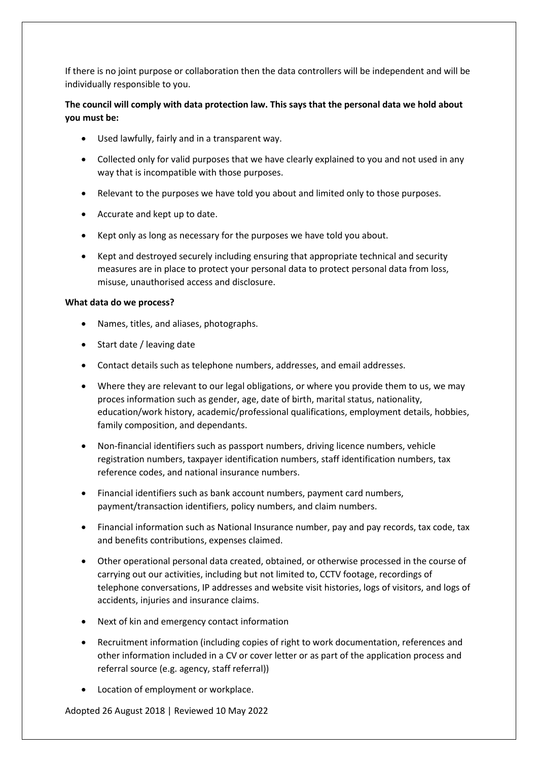If there is no joint purpose or collaboration then the data controllers will be independent and will be individually responsible to you.

**The council will comply with data protection law. This says that the personal data we hold about you must be:**

- Used lawfully, fairly and in a transparent way.
- Collected only for valid purposes that we have clearly explained to you and not used in any way that is incompatible with those purposes.
- Relevant to the purposes we have told you about and limited only to those purposes.
- Accurate and kept up to date.
- Kept only as long as necessary for the purposes we have told you about.
- Kept and destroyed securely including ensuring that appropriate technical and security measures are in place to protect your personal data to protect personal data from loss, misuse, unauthorised access and disclosure.

**What data do we process?**

- Names, titles, and aliases, photographs.
- Start date / leaving date
- Contact details such as telephone numbers, addresses, and email addresses.
- Where they are relevant to our legal obligations, or where you provide them to us, we may proces information such as gender, age, date of birth, marital status, nationality, education/work history, academic/professional qualifications, employment details, hobbies, family composition, and dependants.
- Non-financial identifiers such as passport numbers, driving licence numbers, vehicle registration numbers, taxpayer identification numbers, staff identification numbers, tax reference codes, and national insurance numbers.
- Financial identifiers such as bank account numbers, payment card numbers, payment/transaction identifiers, policy numbers, and claim numbers.
- Financial information such as National Insurance number, pay and pay records, tax code, tax and benefits contributions, expenses claimed.
- Other operational personal data created, obtained, or otherwise processed in the course of carrying out our activities, including but not limited to, CCTV footage, recordings of telephone conversations, IP addresses and website visit histories, logs of visitors, and logs of accidents, injuries and insurance claims.
- Next of kin and emergency contact information
- Recruitment information (including copies of right to work documentation, references and other information included in a CV or cover letter or as part of the application process and referral source (e.g. agency, staff referral))
- Location of employment or workplace.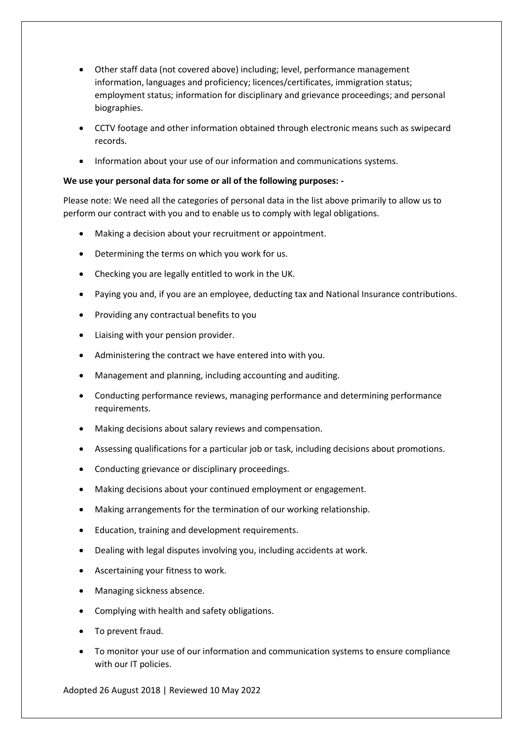- Other staff data (not covered above) including; level, performance management information, languages and proficiency; licences/certificates, immigration status; employment status; information for disciplinary and grievance proceedings; and personal biographies.
- CCTV footage and other information obtained through electronic means such as swipecard records.
- Information about your use of our information and communications systems.

**We use your personal data for some or all of the following purposes: -**

Please note: We need all the categories of personal data in the list above primarily to allow us to perform our contract with you and to enable us to comply with legal obligations.

- Making a decision about your recruitment or appointment.
- Determining the terms on which you work for us.
- Checking you are legally entitled to work in the UK.
- Paying you and, if you are an employee, deducting tax and National Insurance contributions.
- Providing any contractual benefits to you
- Liaising with your pension provider.
- Administering the contract we have entered into with you.
- Management and planning, including accounting and auditing.
- Conducting performance reviews, managing performance and determining performance requirements.
- Making decisions about salary reviews and compensation.
- Assessing qualifications for a particular job or task, including decisions about promotions.
- Conducting grievance or disciplinary proceedings.
- Making decisions about your continued employment or engagement.
- Making arrangements for the termination of our working relationship.
- Education, training and development requirements.
- Dealing with legal disputes involving you, including accidents at work.
- Ascertaining your fitness to work.
- Managing sickness absence.
- Complying with health and safety obligations.
- To prevent fraud.
- To monitor your use of our information and communication systems to ensure compliance with our IT policies.

Adopted 26 August 2018 | Reviewed 10 May 2022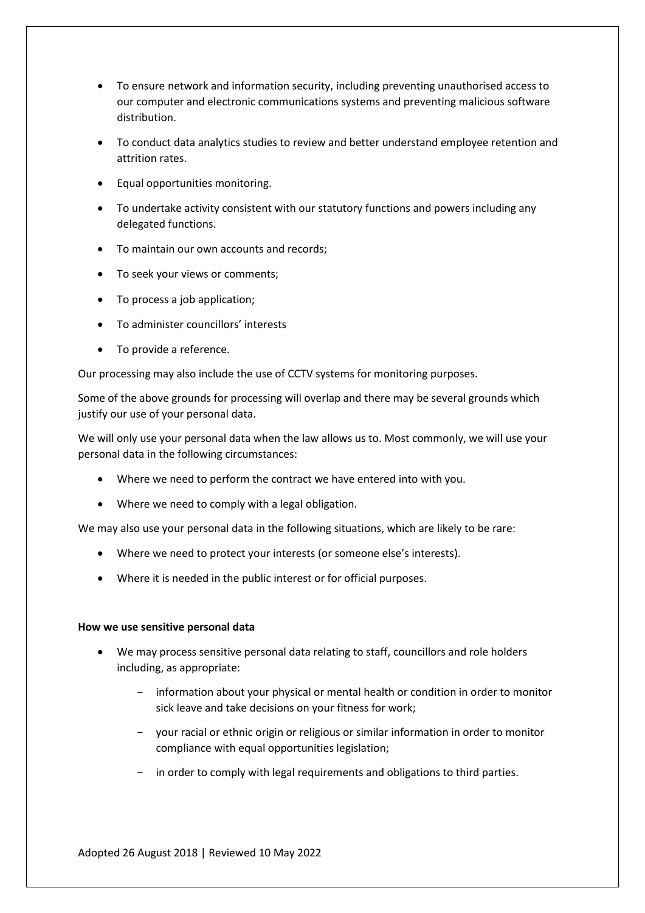- To ensure network and information security, including preventing unauthorised access to our computer and electronic communications systems and preventing malicious software distribution.
- To conduct data analytics studies to review and better understand employee retention and attrition rates.
- Equal opportunities monitoring.
- To undertake activity consistent with our statutory functions and powers including any delegated functions.
- To maintain our own accounts and records;
- To seek your views or comments;
- To process a job application;
- To administer councillors' interests
- To provide a reference.

Our processing may also include the use of CCTV systems for monitoring purposes.

Some of the above grounds for processing will overlap and there may be several grounds which justify our use of your personal data.

We will only use your personal data when the law allows us to. Most commonly, we will use your personal data in the following circumstances:

- Where we need to perform the contract we have entered into with you.
- Where we need to comply with a legal obligation.

We may also use your personal data in the following situations, which are likely to be rare:

- Where we need to protect your interests (or someone else's interests).
- Where it is needed in the public interest or for official purposes.

**How we use sensitive personal data**

- We may process sensitive personal data relating to staff, councillors and role holders including, as appropriate:
    - information about your physical or mental health or condition in order to monitor sick leave and take decisions on your fitness for work;
    - your racial or ethnic origin or religious or similar information in order to monitor compliance with equal opportunities legislation;
    - in order to comply with legal requirements and obligations to third parties.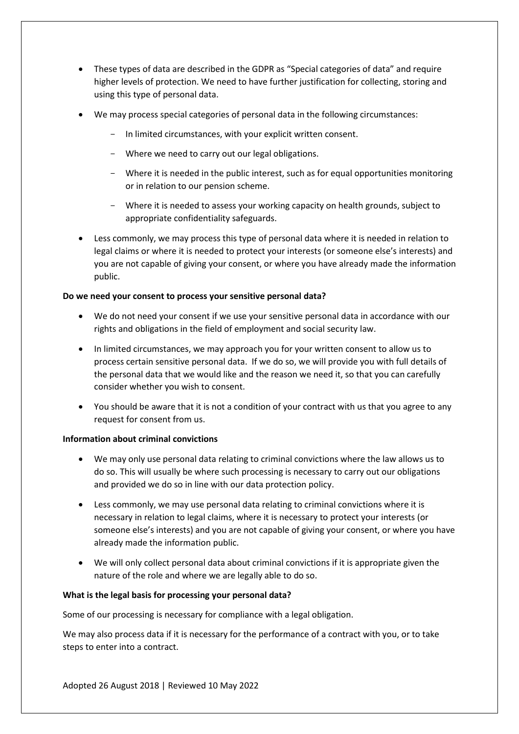- These types of data are described in the GDPR as "Special categories of data" and require higher levels of protection. We need to have further justification for collecting, storing and using this type of personal data.
- We may process special categories of personal data in the following circumstances:
  - In limited circumstances, with your explicit written consent.
  - Where we need to carry out our legal obligations.
  - Where it is needed in the public interest, such as for equal opportunities monitoring or in relation to our pension scheme.
  - Where it is needed to assess your working capacity on health grounds, subject to appropriate confidentiality safeguards.
- Less commonly, we may process this type of personal data where it is needed in relation to legal claims or where it is needed to protect your interests (or someone else's interests) and you are not capable of giving your consent, or where you have already made the information public.

**Do we need your consent to process your sensitive personal data?**

- We do not need your consent if we use your sensitive personal data in accordance with our rights and obligations in the field of employment and social security law.
- In limited circumstances, we may approach you for your written consent to allow us to process certain sensitive personal data. If we do so, we will provide you with full details of the personal data that we would like and the reason we need it, so that you can carefully consider whether you wish to consent.
- You should be aware that it is not a condition of your contract with us that you agree to any request for consent from us.

**Information about criminal convictions**

- We may only use personal data relating to criminal convictions where the law allows us to do so. This will usually be where such processing is necessary to carry out our obligations and provided we do so in line with our data protection policy.
- Less commonly, we may use personal data relating to criminal convictions where it is necessary in relation to legal claims, where it is necessary to protect your interests (or someone else's interests) and you are not capable of giving your consent, or where you have already made the information public.
- We will only collect personal data about criminal convictions if it is appropriate given the nature of the role and where we are legally able to do so.

**What is the legal basis for processing your personal data?**

Some of our processing is necessary for compliance with a legal obligation.

We may also process data if it is necessary for the performance of a contract with you, or to take steps to enter into a contract.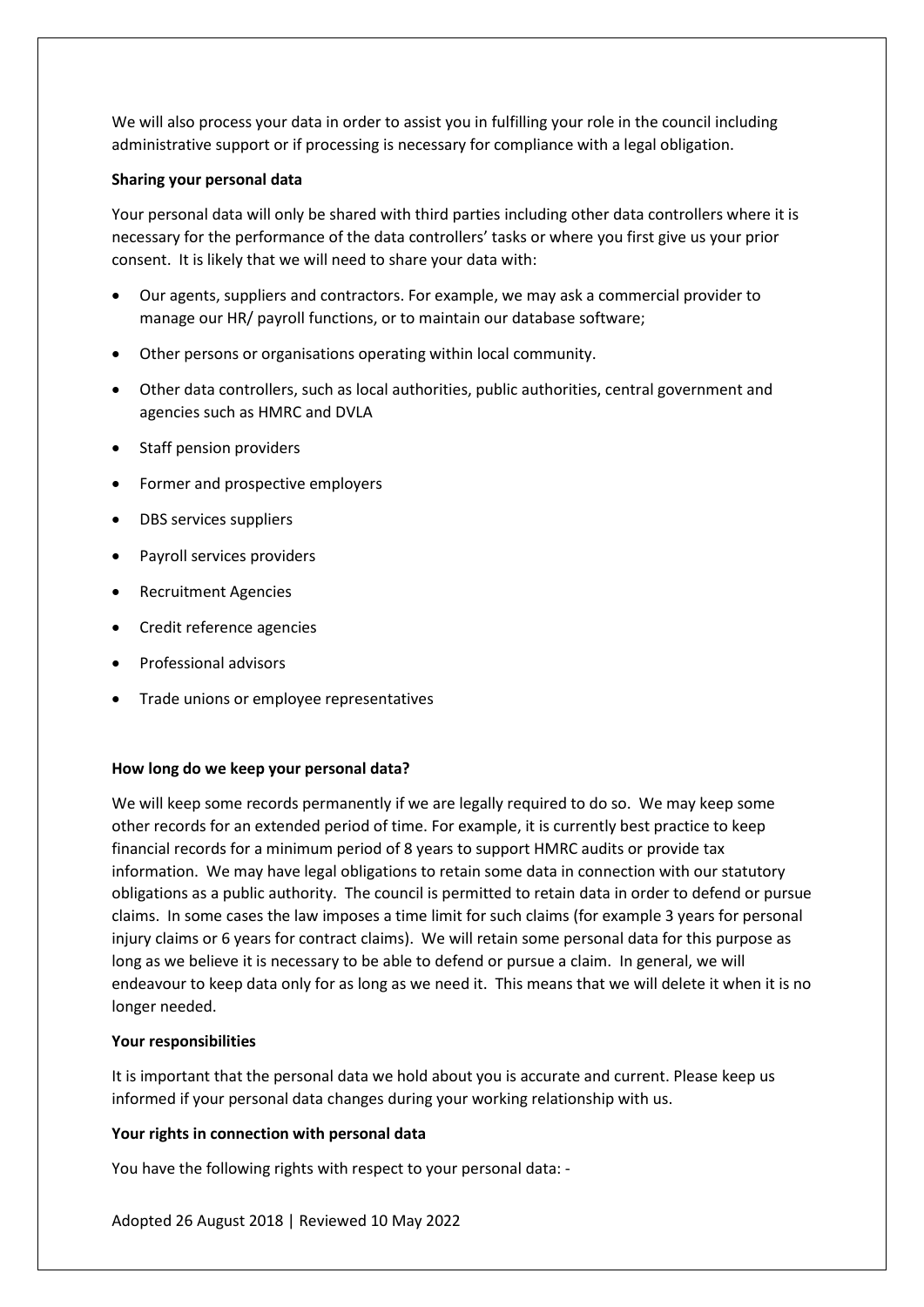We will also process your data in order to assist you in fulfilling your role in the council including administrative support or if processing is necessary for compliance with a legal obligation.

**Sharing your personal data**

Your personal data will only be shared with third parties including other data controllers where it is necessary for the performance of the data controllers' tasks or where you first give us your prior consent. It is likely that we will need to share your data with:

- Our agents, suppliers and contractors. For example, we may ask a commercial provider to manage our HR/ payroll functions, or to maintain our database software;
- Other persons or organisations operating within local community.
- Other data controllers, such as local authorities, public authorities, central government and agencies such as HMRC and DVLA
- Staff pension providers
- Former and prospective employers
- DBS services suppliers
- Payroll services providers
- Recruitment Agencies
- Credit reference agencies
- Professional advisors
- Trade unions or employee representatives

**How long do we keep your personal data?**

We will keep some records permanently if we are legally required to do so. We may keep some other records for an extended period of time. For example, it is currently best practice to keep financial records for a minimum period of 8 years to support HMRC audits or provide tax information. We may have legal obligations to retain some data in connection with our statutory obligations as a public authority. The council is permitted to retain data in order to defend or pursue claims. In some cases the law imposes a time limit for such claims (for example 3 years for personal injury claims or 6 years for contract claims). We will retain some personal data for this purpose as long as we believe it is necessary to be able to defend or pursue a claim. In general, we will endeavour to keep data only for as long as we need it. This means that we will delete it when it is no longer needed.

**Your responsibilities**

It is important that the personal data we hold about you is accurate and current. Please keep us informed if your personal data changes during your working relationship with us.

**Your rights in connection with personal data**

You have the following rights with respect to your personal data: -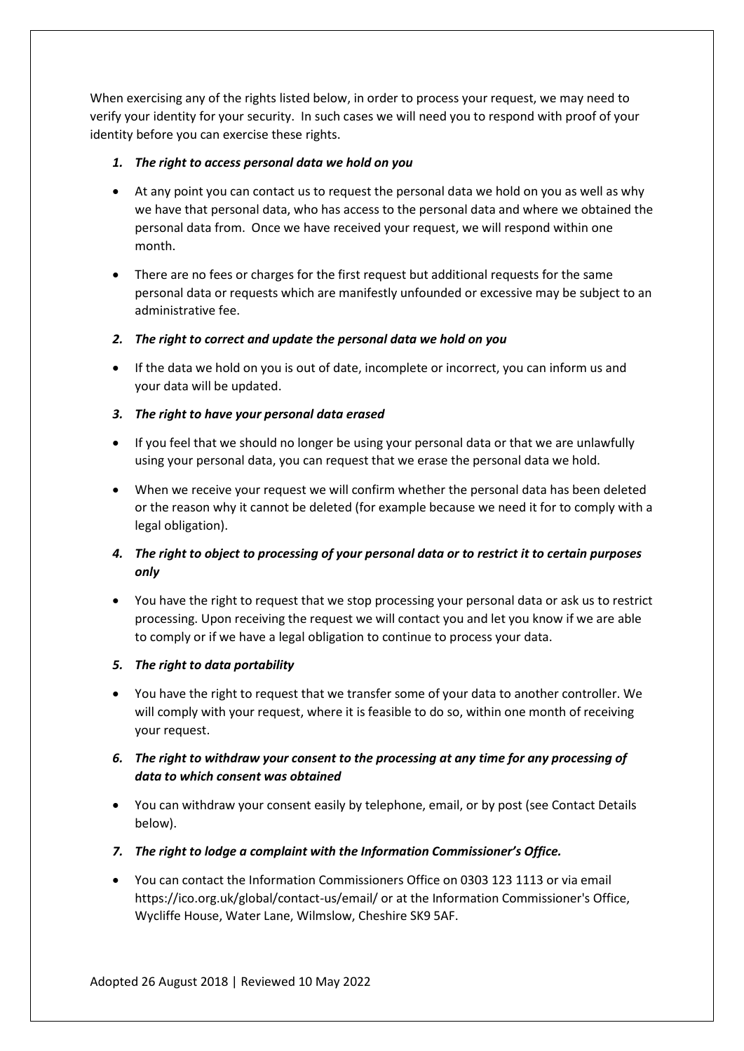When exercising any of the rights listed below, in order to process your request, we may need to verify your identity for your security. In such cases we will need you to respond with proof of your identity before you can exercise these rights.

1. ***The right to access personal data we hold on you***

- At any point you can contact us to request the personal data we hold on you as well as why we have that personal data, who has access to the personal data and where we obtained the personal data from. Once we have received your request, we will respond within one month.
- There are no fees or charges for the first request but additional requests for the same personal data or requests which are manifestly unfounded or excessive may be subject to an administrative fee.

2. ***The right to correct and update the personal data we hold on you***

- If the data we hold on you is out of date, incomplete or incorrect, you can inform us and your data will be updated.

3. ***The right to have your personal data erased***

- If you feel that we should no longer be using your personal data or that we are unlawfully using your personal data, you can request that we erase the personal data we hold.
- When we receive your request we will confirm whether the personal data has been deleted or the reason why it cannot be deleted (for example because we need it for to comply with a legal obligation).

4. ***The right to object to processing of your personal data or to restrict it to certain purposes only***

- You have the right to request that we stop processing your personal data or ask us to restrict processing. Upon receiving the request we will contact you and let you know if we are able to comply or if we have a legal obligation to continue to process your data.

5. ***The right to data portability***

- You have the right to request that we transfer some of your data to another controller. We will comply with your request, where it is feasible to do so, within one month of receiving your request.

6. ***The right to withdraw your consent to the processing at any time for any processing of data to which consent was obtained***

- You can withdraw your consent easily by telephone, email, or by post (see Contact Details below).

7. ***The right to lodge a complaint with the Information Commissioner's Office.***

- You can contact the Information Commissioners Office on 0303 123 1113 or via email https://ico.org.uk/global/contact-us/email/ or at the Information Commissioner's Office, Wycliffe House, Water Lane, Wilmslow, Cheshire SK9 5AF.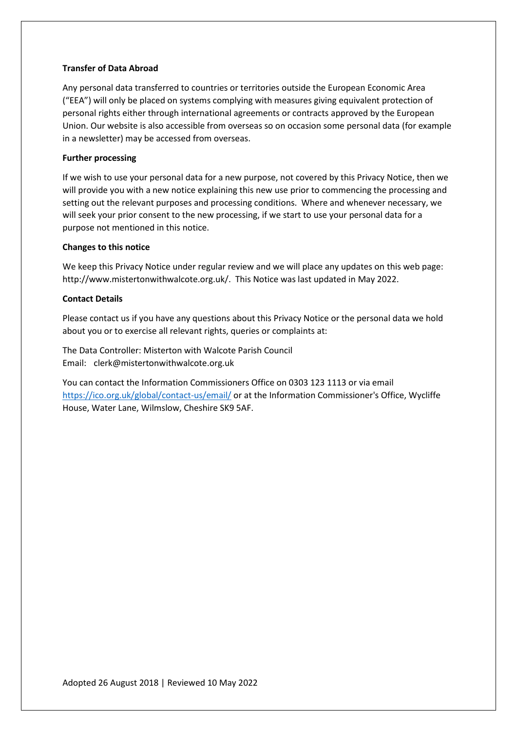**Transfer of Data Abroad**

Any personal data transferred to countries or territories outside the European Economic Area ("EEA") will only be placed on systems complying with measures giving equivalent protection of personal rights either through international agreements or contracts approved by the European Union. Our website is also accessible from overseas so on occasion some personal data (for example in a newsletter) may be accessed from overseas.

**Further processing**

If we wish to use your personal data for a new purpose, not covered by this Privacy Notice, then we will provide you with a new notice explaining this new use prior to commencing the processing and setting out the relevant purposes and processing conditions. Where and whenever necessary, we will seek your prior consent to the new processing, if we start to use your personal data for a purpose not mentioned in this notice.

**Changes to this notice**

We keep this Privacy Notice under regular review and we will place any updates on this web page: http://www.mistertonwithwalcote.org.uk/. This Notice was last updated in May 2022.

**Contact Details**

Please contact us if you have any questions about this Privacy Notice or the personal data we hold about you or to exercise all relevant rights, queries or complaints at:

The Data Controller: Misterton with Walcote Parish Council
Email: clerk@mistertonwithwalcote.org.uk

You can contact the Information Commissioners Office on 0303 123 1113 or via email https://ico.org.uk/global/contact-us/email/ or at the Information Commissioner's Office, Wycliffe House, Water Lane, Wilmslow, Cheshire SK9 5AF.

Adopted 26 August 2018 | Reviewed 10 May 2022